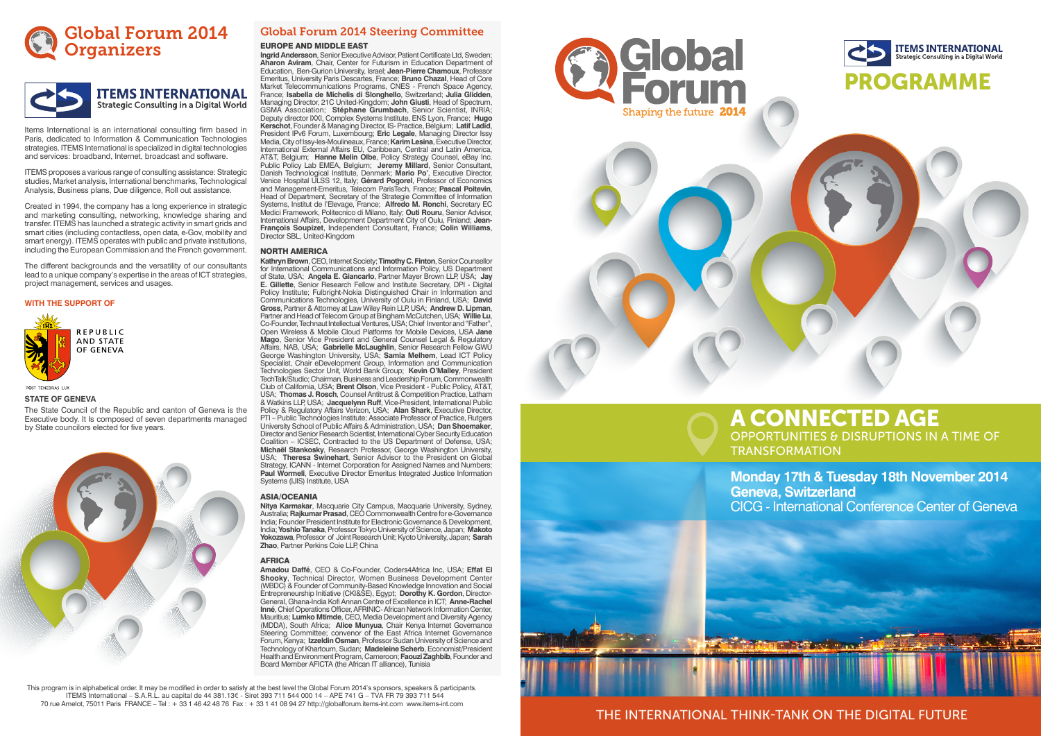# Global Forum 2014 Organizers

**ITEMS INTERNATIONAL**
Strategic Consulting in a Digital World

Items International is an international consulting firm based in Paris, dedicated to Information & Communication Technologies strategies. ITEMS International is specialized in digital technologies and services: broadband, Internet, broadcast and software.

ITEMS proposes a various range of consulting assistance: Strategic studies, Market analysis, International benchmarks, Technological Analysis, Business plans, Due diligence, Roll out assistance.

Created in 1994, the company has a long experience in strategic and marketing consulting, networking, knowledge sharing and transfer. ITEMS has launched a strategic activity in smart grids and smart cities (including contactless, open data, e-Gov, mobility and smart energy). ITEMS operates with public and private institutions, including the European Commission and the French government.

The different backgrounds and the versatility of our consultants lead to a unique company's expertise in the areas of ICT strategies, project management, services and usages.

### WITH THE SUPPORT OF

REPUBLIC AND STATE OF GENEVA

POST TENEBRAS LUX

### STATE OF GENEVA

The State Council of the Republic and canton of Geneva is the Executive body. It is composed of seven departments managed by State councilors elected for five years.

## Global Forum 2014 Steering Committee

### EUROPE AND MIDDLE EAST

**Ingrid Andersson**, Senior Executive Advisor, Patient Certificate Ltd, Sweden; **Aharon Aviram**, Chair, Center for Futurism in Education Department of Education, Ben-Gurion University, Israel; **Jean-Pierre Chamoux**, Professor Emeritus, University Paris Descartes, France; **Bruno Chazal**, Head of Core Market Telecommunications Programs, CNES - French Space Agency, France; **Isabella de Michelis di Slonghello**, Switzerland; **Julia Glidden**, Managing Director, 21C United-Kingdom; **John Giusti**, Head of Spectrum, GSMA Association; **Stéphane Grumbach**, Senior Scientist, INRIA; Deputy director IXXI, Complex Systems Institute, ENS Lyon, France; **Hugo Kerschot**, Founder & Managing Director, IS- Practice, Belgium; **Latif Ladid**, President IPv6 Forum, Luxembourg; **Eric Legale**, Managing Director Issy Media, City of Issy-les-Moulineaux, France; **Karim Lesina**, Executive Director, International External Affairs EU, Caribbean, Central and Latin America, AT&T, Belgium; **Hanne Melin Olbe**, Policy Strategy Counsel, eBay Inc. Public Policy Lab EMEA, Belgium; **Jeremy Millard**, Senior Consultant, Danish Technological Institute, Denmark; **Mario Po'**, Executive Director, Venice Hospital ULSS 12, Italy; **Gérard Pogorel**, Professor of Economics and Management-Emeritus, Telecom ParisTech, France; **Pascal Poitevin**, Head of Department, Secretary of the Strategie Committee of Information Systems, Institut de l'Elevage, France; **Alfredo M. Ronchi**, Secretary EC Medici Framework, Politecnico di Milano, Italy; **Outi Rouru**, Senior Advisor, International Affairs, Development Department City of Oulu, Finland; **Jean-François Soupizet**, Independent Consultant, France; **Colin Williams**, Director SBL, United-Kingdom

### NORTH AMERICA

**Kathryn Brown**, CEO, Internet Society; **Timothy C. Finton**, Senior Counsellor for International Communications and Information Policy, US Department of State, USA; **Angela E. Giancarlo**, Partner Mayer Brown LLP, USA; **Jay E. Gillette**, Senior Research Fellow and Institute Secretary, DPI - Digital Policy Institute; Fulbright-Nokia Distinguished Chair in Information and Communications Technologies, University of Oulu in Finland, USA; **David Gross**, Partner & Attorney at Law Wiley Rein LLP, USA; **Andrew D. Lipman**, Partner and Head of Telecom Group at Bingham McCutchen, USA; **Willie Lu**, Co-Founder, Technaut Intellectual Ventures, USA; Chief Inventor and "Father", Open Wireless & Mobile Cloud Platforms for Mobile Devices, USA **Jane Mago**, Senior Vice President and General Counsel Legal & Regulatory Affairs, NAB, USA; **Gabrielle McLaughlin**, Senior Research Fellow GWU George Washington University, USA; **Samia Melhem**, Lead ICT Policy Specialist, Chair eDevelopment Group, Information and Communication Technologies Sector Unit, World Bank Group; **Kevin O'Malley**, President TechTalk/Studio; Chairman, Business and Leadership Forum, Commonwealth Club of California, USA; **Brent Olson**, Vice President - Public Policy, AT&T, USA; **Thomas J. Rosch**, Counsel Antitrust & Competition Practice, Latham & Watkins LLP, USA; **Jacquelynn Ruff**, Vice-President, International Public Policy & Regulatory Affairs Verizon, USA; **Alan Shark**, Executive Director, PTI – Public Technologies Institute; Associate Professor of Practice, Rutgers University School of Public Affairs & Administration, USA; **Dan Shoemaker**, Director and Senior Research Scientist, International Cyber Security Education Coalition – ICSEC, Contracted to the US Department of Defense, USA; **Michaël Stankosky**, Research Professor, George Washington University, USA; **Theresa Swinehart**, Senior Advisor to the President on Global Strategy, ICANN - Internet Corporation for Assigned Names and Numbers; **Paul Wormeli**, Executive Director Emeritus Integrated Justice Information Systems (IJIS) Institute, USA

### ASIA/OCEANIA

**Nitya Karmakar**, Macquarie City Campus, Macquarie University, Sydney, Australia; **Rajkumar Prasad**, CEO Commonwealth Centre for e-Governance India; Founder President Institute for Electronic Governance & Development, India; **Yoshio Tanaka**, Professor Tokyo University of Science, Japan; **Makoto Yokozawa**, Professor of Joint Research Unit; Kyoto University, Japan; **Sarah Zhao**, Partner Perkins Coie LLP, China

### AFRICA

**Amadou Daffé**, CEO & Co-Founder, Coders4Africa Inc, USA; **Effat El Shooky**, Technical Director, Women Business Development Center (WBDC) & Founder of Community-Based Knowledge Innovation and Social Entrepreneurship Initiative (CKI&SE), Egypt; **Dorothy K. Gordon**, Director-General, Ghana-India Kofi Annan Centre of Excellence in ICT; **Anne-Rachel Inné**, Chief Operations Officer, AFRINIC- African Network Information Center, Mauritius; **Lumko Mtimde**, CEO, Media Development and Diversity Agency (MDDA), South Africa; **Alice Munyua**, Chair Kenya Internet Governance Steering Committee; convenor of the East Africa Internet Governance Forum, Kenya; **Izzeldin Osman**, Professor Sudan University of Science and Technology of Khartoum, Sudan; **Madeleine Scherb**, Economist/President Health and Environment Program, Cameroon; **Faouzi Zaghbib**, Founder and Board Member AFICTA (the African IT alliance), Tunisia

This program is in alphabetical order. It may be modified in order to satisfy at the best level the Global Forum 2014's sponsors, speakers & participants.
ITEMS International – S.A.R.L. au capital de 44 381.13€ - Siret 393 711 544 000 14 – APE 741 G – TVA FR 79 393 711 544
70 rue Amelot, 75011 Paris FRANCE – Tel : + 33 1 46 42 48 76 Fax : + 33 1 41 08 94 27 http://globalforum.items-int.com www.items-int.com

# Global Forum

Shaping the future **2014**

**ITEMS INTERNATIONAL**
Strategic Consulting in a Digital World

# PROGRAMME

## A CONNECTED AGE

OPPORTUNITIES & DISRUPTIONS IN A TIME OF TRANSFORMATION

**Monday 17th & Tuesday 18th November 2014**
**Geneva, Switzerland**
CICG - International Conference Center of Geneva

THE INTERNATIONAL THINK-TANK ON THE DIGITAL FUTURE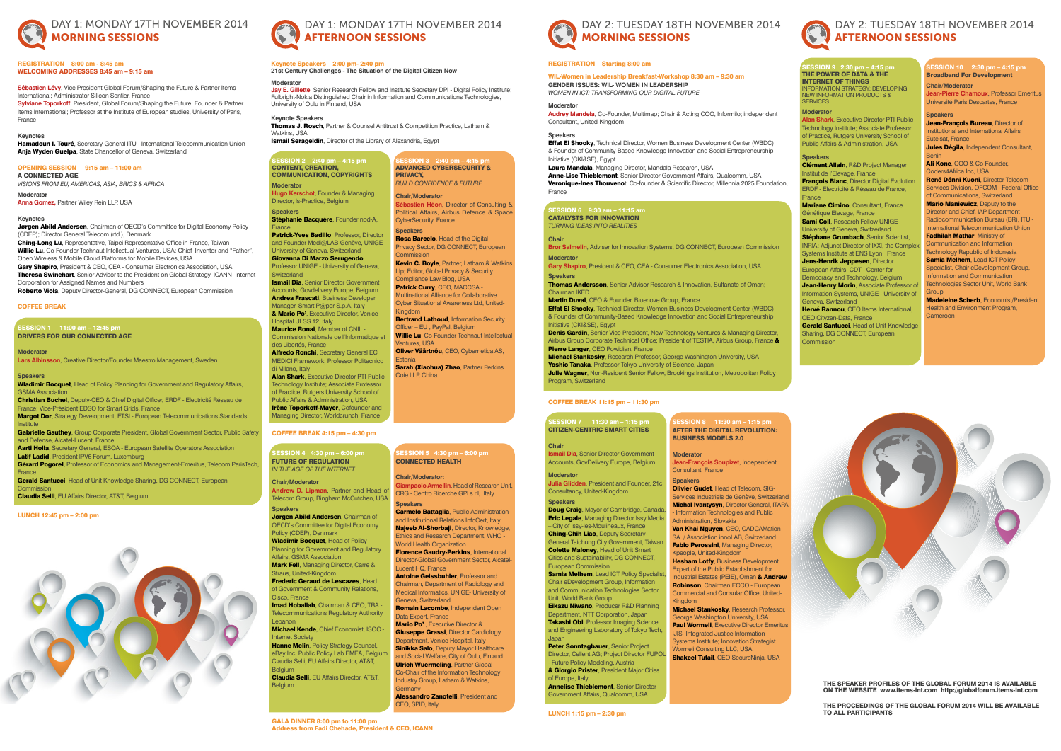# DAY 1: MONDAY 17TH NOVEMBER 2014
## MORNING SESSIONS

**REGISTRATION 8:00 am - 8:45 am**
**WELCOMING ADDRESSES 8:45 am – 9:15 am**

**Sébastien Lévy**, Vice President Global Forum/Shaping the Future & Partner Items International; Administrator Silicon Sentier, France
**Sylviane Toporkoff**, President, Global Forum/Shaping the Future; Founder & Partner Items International; Professor at the Institute of European studies, University of Paris, France

**Keynotes**
**Hamadoun I. Touré**, Secretary-General ITU - International Telecommunication Union
**Anja Wyden Guelpa**, State Chancellor of Geneva, Switzerland

**OPENING SESSION 9:15 am – 11:00 am**
**A CONNECTED AGE**
*VISIONS FROM EU, AMERICAS, ASIA, BRICS & AFRICA*

**Moderator**
**Anna Gomez**, Partner Wiley Rein LLP, USA

**Keynotes**
**Jorgen Abild Andersen**, Chairman of OECD's Committee for Digital Economy Policy (CDEP); Director General Telecom (rtd.), Denmark
**Ching-Long Lu**, Representative, Taipei Representative Office in France, Taiwan
**Willie Lu**, Co-Founder Technaut Intellectual Ventures, USA; Chief Inventor and "Father", Open Wireless & Mobile Cloud Platforms for Mobile Devices, USA
**Gary Shapiro**, President & CEO, CEA - Consumer Electronics Association, USA
**Theresa Swinehart**, Senior Advisor to the President on Global Strategy, ICANN- Internet Corporation for Assigned Names and Numbers
**Roberto Viola**, Deputy Director-General, DG CONNECT, European Commission

**COFFEE BREAK**

**SESSION 1 11:00 am – 12:45 pm**
**DRIVERS FOR OUR CONNECTED AGE**

**Moderator**
**Lars Albinsson**, Creative Director/Founder Maestro Management, Sweden

**Speakers**
**Wladimir Bocquet**, Head of Policy Planning for Government and Regulatory Affairs, GSMA Association
**Christian Buchel**, Deputy-CEO & Chief Digital Officer, ERDF - Electricité Réseau de France; Vice-Président EDSO for Smart Grids, France
**Margot Dor**, Strategy Development, ETSI - European Telecommunications Standards Institute
**Gabrielle Gauthey**, Group Corporate President, Global Government Sector, Public Safety and Defence, Alcatel-Lucent, France
**Aarti Holla**, Secretary General, ESOA - European Satellite Operators Association
**Latif Ladid**, President IPV6 Forum, Luxemburg
**Gérard Pogorel**, Professor of Economics and Management-Emeritus, Telecom ParisTech, France
**Gerald Santucci**, Head of Unit Knowledge Sharing, DG CONNECT, European Commission
**Claudia Selli**, EU Affairs Director, AT&T, Belgium

**LUNCH 12:45 pm – 2:00 pm**

# DAY 1: MONDAY 17TH NOVEMBER 2014
## AFTERNOON SESSIONS

**Keynote Speakers 2:00 pm- 2:40 pm**
**21st Century Challenges - The Situation of the Digital Citizen Now**

**Moderator**
**Jay E. Gillette**, Senior Research Fellow and Institute Secretary DPI - Digital Policy Institute; Fulbright-Nokia Distinguished Chair in Information and Communications Technologies, University of Oulu in Finland, USA

**Keynote Speakers**
**Thomas J. Rosch**, Partner & Counsel Antitrust & Competition Practice, Latham & Watkins, USA
**Ismail Serageldin**, Director of the Library of Alexandria, Egypt

**SESSION 2 2:40 pm – 4:15 pm**
**CONTENT, CREATION, COMMUNICATION, COPYRIGHTS**

**Moderator**
**Hugo Kerschot**, Founder & Managing Director, Is-Practice, Belgium

**Speakers**
**Stéphane Bacquère**, Founder nod-A, France
**Patrick-Yves Badillo**, Professor, Director and Founder Medi@LAB-Genève, UNIGE – University of Geneva, Switzerland
**Giovanna Di Marzo Serugendo**, Professor UNIGE - University of Geneva, Switzerland
**Ismail Dia**, Senior Director Government Accounts, Govdelivery Europe, Belgium
**Andrea Frascati**, Business Developer Manager, Smart P@per S.p.A, Italy
**& Mario Po'**, Executive Director, Venice Hospital ULSS 12, Italy
**Maurice Ronai**, Member of CNIL - Commission Nationale de l'Informatique et des Libertés, France
**Alfredo Ronchi**, Secretary General EC MEDICI Framework; Professor Politecnico di Milano, Italy
**Alan Shark**, Executive Director PTI-Public Technology Institute; Associate Professor of Practice, Rutgers University School of Public Affairs & Administration, USA
**Irène Toporkoff-Mayer**, Cofounder and Managing Director, Worldcrunch, France

**SESSION 3 2:40 pm – 4:15 pm**
**ADVANCED CYBERSECURITY & PRIVACY,**
*BUILD CONFIDENCE & FUTURE*

**Chair/Moderator**
**Sébastien Héon**, Director of Consulting & Political Affairs, Airbus Defence & Space CyberSecurity, France

**Speakers**
**Rosa Barcelo**, Head of the Digital Privacy Sector, DG CONNECT, European Commission
**Kevin C. Boyle**, Partner, Latham & Watkins Llp; Editor, Global Privacy & Security Compliance Law Blog, USA
**Patrick Curry**, CEO, MACCSA - Multinational Alliance for Collaborative Cyber Situational Awareness Ltd, United-Kingdom
**Bertrand Lathoud**, Information Security Officer – EU , PayPal, Belgium
**Willie Lu**, Co-Founder Technaut Intellectual Ventures, USA
**Oliver Väärtnõu**, CEO, Cybernetica AS, Estonia
**Sarah (Xiaohua) Zhao**, Partner Perkins Coie LLP, China

**COFFEE BREAK 4:15 pm – 4:30 pm**

**SESSION 4 4:30 pm – 6:00 pm**
**FUTURE OF REGULATION**
*IN THE AGE OF THE INTERNET*

**Chair/Moderator**
**Andrew D. Lipman**, Partner and Head of Telecom Group, Bingham McCutchen, USA

**Speakers**
**Jorgen Abild Andersen**, Chairman of OECD's Committee for Digital Economy Policy (CDEP), Denmark
**Wladimir Bocquet**, Head of Policy Planning for Government and Regulatory Affairs, GSMA Association
**Mark Fell**, Managing Director, Carre & Straus, United-Kingdom
**Frederic Geraud de Lescazes**, Head of Government & Community Relations, Cisco, France
**Imad Hoballah**, Chairman & CEO, TRA - Telecommunications Regulatory Authority, Lebanon
**Michael Kende**, Chief Economist, ISOC - Internet Society
**Hanne Melin**, Policy Strategy Counsel, eBay Inc. Public Policy Lab EMEA, Belgium
Claudia Selli, EU Affairs Director, AT&T, Belgium
**Claudia Selli**, EU Affairs Director, AT&T, Belgium

**SESSION 5 4:30 pm – 6:00 pm**
**CONNECTED HEALTH**

**Chair/Moderator:**
**Giampaolo Armellin**, Head of Research Unit, CRG - Centro Ricerche GPI s.r.l, Italy

**Speakers**
**Carmelo Battaglia**, Public Administration and Institutional Relations InfoCert, Italy
**Najeeb Al-Shorbaji**, Director, Knowledge, Ethics and Research Department, WHO - World Health Organization
**Florence Gaudry-Perkins**, International Director-Global Government Sector, Alcatel-Lucent HQ, France
**Antoine Geissbuhler**, Professor and Chairman, Department of Radiology and Medical Informatics, UNIGE- University of Geneva, Switzerland
**Romain Lacombe**, Independent Open Data Expert, France
**Mario Po'** , Executive Director & **Giuseppe Grassi**, Director Cardiology Department, Venice Hospital, Italy
**Sinikka Salo**, Deputy Mayor Healthcare and Social Welfare, City of Oulu, Finland
**Ulrich Wuermeling**, Partner Global Co-Chair of the Information Technology Industry Group, Latham & Watkins, Germany
**Alessandro Zanotelli**, President and CEO, SPID, Italy

**GALA DINNER 8:00 pm to 11:00 pm**
**Address from Fadi Chehadé, President & CEO, ICANN**

# DAY 2: TUESDAY 18TH NOVEMBER 2014
## MORNING SESSIONS

**REGISTRATION Starting 8:00 am**

**WIL-Women in Leadership Breakfast-Workshop 8:30 am – 9:30 am**
**GENDER ISSUES: WIL- WOMEN IN LEADERSHIP**
*WOMEN IN ICT: TRANSFORMING OUR DIGITAL FUTURE*

**Moderator**
**Audrey Mandela**, Co-Founder, Multimap; Chair & Acting COO, Informilo; independent Consultant, United-Kingdom

**Speakers**
**Effat El Shooky**, Technical Director, Women Business Development Center (WBDC) & Founder of Community-Based Knowledge Innovation and Social Entrepreneurship Initiative (CK!&SE), Egypt
**Laura Mandala**, Managing Director, Mandala Research, USA
**Anne-Lise Thieblemont**, Senior Director Government Affairs, Qualcomm, USA
**Veronique-Ines Thouvenot**, Co-founder & Scientific Director, Millennia 2025 Foundation, France

**SESSION 6 9:30 am – 11:15 am**
**CATALYSTS FOR INNOVATION**
*TURNING IDEAS INTO REALITIES*

**Chair**
**Bror Salmelin**, Adviser for Innovation Systems, DG CONNECT, European Commission

**Moderator**
**Gary Shapiro**, President & CEO, CEA - Consumer Electronics Association, USA

**Speakers**
**Thomas Andersson**, Senior Advisor Research & Innovation, Sultanate of Oman; Chairman IKED
**Martin Duval**, CEO & Founder, Bluenove Group, France
**Effat El Shooky**, Technical Director, Women Business Development Center (WBDC) & Founder of Community-Based Knowledge Innovation and Social Entrepreneurship Initiative (CK!&SE), Egypt
**Denis Gardin**, Senior Vice-President, New Technology Ventures & Managing Director, Airbus Group Corporate Technical Office; President of TESTIA, Airbus Group, France **&**
**Pierre Langer**, CEO Powidian, France
**Michael Stankosky**, Research Professor, George Washington University, USA
**Yoshio Tanaka**, Professor Tokyo University of Science, Japan
**Julie Wagner**, Non-Resident Senior Fellow, Brookings Institution, Metropolitan Policy Program, Switzerland

**COFFEE BREAK 11:15 pm – 11:30 pm**

**SESSION 7 11:30 am – 1:15 pm**
**CITIZEN-CENTRIC SMART CITIES**

**Chair**
**Ismail Dia**, Senior Director Government Accounts, GovDelivery Europe, Belgium

**Moderator**
**Julia Glidden**, President and Founder, 21c Consultancy, United-Kingdom

**Speakers**
**Doug Craig**, Mayor of Cambridge, Canada
**Eric Legale**, Managing Director Issy Media - City of Issy-les-Moulineaux, France
**Ching-Chih Liao**, Deputy Secretary-General Taichung City Government, Taiwan
**Colette Maloney**, Head of Unit Smart Cities and Sustainability, DG CONNECT, European Commission
**Samia Melhem**, Lead ICT Policy Specialist, Chair eDevelopment Group, Information and Communication Technologies Sector Unit, World Bank Group
**Eikazu Niwano**, Producer R&D Planning Department, NTT Corporation, Japan
**Takashi Obi**, Professor Imaging Science and Engineering Laboratory of Tokyo Tech, Japan
**Peter Sonntagbauer**, Senior Project Director, Cellent AG; Project Director FUPOL - Future Policy Modeling, Austria
**& Giorgio Prister**, President Major Cities of Europe, Italy
**Annelise Thieblemont**, Senior Director Government Affairs, Qualcomm, USA

**SESSION 8 11:30 am – 1:15 pm**
**AFTER THE DIGITAL REVOLUTION: BUSINESS MODELS 2.0**

**Moderator**
**Jean-François Soupizet**, Independent Consultant, France

**Speakers**
**Olivier Gudet**, Head of Telecom, SIG-Services Industriels de Genève, Switzerland
**Michal Ivantysyn**, Director General, ITAPA - Information Technologies and Public Administration, Slovakia
**Van Khai Nguyen**, CEO, CADCAMation SA. / Association innoLAB, Switzerland
**Fabio Perossini**, Managing Director, Kpeople, United-Kingdom
**Hesham Lotfy**, Business Development Expert of the Public Establishment for Industrial Estates (PEIE), Oman **& Andrew Robinson**, Chairman ECCO - European Commercial and Consular Office, United-Kingdom
**Michael Stankosky**, Research Professor, George Washington University, USA
**Paul Wormeli**, Executive Director Emeritus IJIS- Integrated Justice Information Systems Institute; Innovation Strategist Wormeli Consulting LLC, USA
**Shakeel Tufail**, CEO SecureNinja, USA

**LUNCH 1:15 pm – 2:30 pm**

# DAY 2: TUESDAY 18TH NOVEMBER 2014
## AFTERNOON SESSIONS

**SESSION 9 2:30 pm – 4:15 pm**
**THE POWER OF DATA & THE INTERNET OF THINGS**
INFORMATION STRATEGY: DEVELOPING NEW INFORMATION PRODUCTS & SERVICES

**Moderator**
**Alan Shark**, Executive Director PTI-Public Technology Institute; Associate Professor of Practice, Rutgers University School of Public Affairs & Administration, USA

**Speakers**
**Clément Allain**, R&D Project Manager Institut de l'Elevage, France
**François Blanc**, Director Digital Evolution ERDF - Electricité & Réseau de France, France
**Mariane Cimino**, Consultant, France Génétique Elevage, France
**Sami Coll**, Research Fellow UNIGE- University of Geneva, Switzerland
**Stéphane Grumbach**, Senior Scientist, INRIA; Adjunct Director of IXXI, the Complex Systems Institute at ENS Lyon, France
**Jens-Henrik Jeppesen**, Director European Affairs, CDT - Center for Democracy and Technology, Belgium
**Jean-Henry Morin**, Associate Professor of Information Systems, UNIGE - University of Geneva, Switzerland
**Hervé Rannou**, CEO Items International, CEO Citizen-Data, France
**Gerald Santucci**, Head of Unit Knowledge Sharing, DG CONNECT, European Commission

**SESSION 10 2:30 pm – 4:15 pm**
**Broadband For Development**

**Chair/Moderator**
**Jean-Pierre Chamoux**, Professor Emeritus Université Paris Descartes, France

**Speakers**
**Jean-François Bureau**, Director of Institutional and International Affairs Eutelsat, France
**Jules Dégila**, Independent Consultant, Benin
**Ali Kone**, COO & Co-Founder, Coders4Africa Inc, USA
**René Dönni Kuoni**, Director Telecom Services Division, OFCOM - Federal Office of Communications, Switzerland
**Mario Maniewicz**, Deputy to the Director and Chief, IAP Department Radiocommunication Bureau (BR), ITU - International Telecommunication Union
**Fadhilah Mathar**, Ministry of Communication and Information Technology Republic of Indonesia
**Samia Melhem**, Lead ICT Policy Specialist, Chair eDevelopment Group, Information and Communication Technologies Sector Unit, World Bank Group
**Madeleine Scherb**, Economist/President Health and Environment Program, Cameroon

**THE SPEAKER PROFILES OF THE GLOBAL FORUM 2014 IS AVAILABLE ON THE WEBSITE www.items-int.com http://globalforum.items-int.com**

**THE PROCEEDINGS OF THE GLOBAL FORUM 2014 WILL BE AVAILABLE TO ALL PARTICIPANTS**